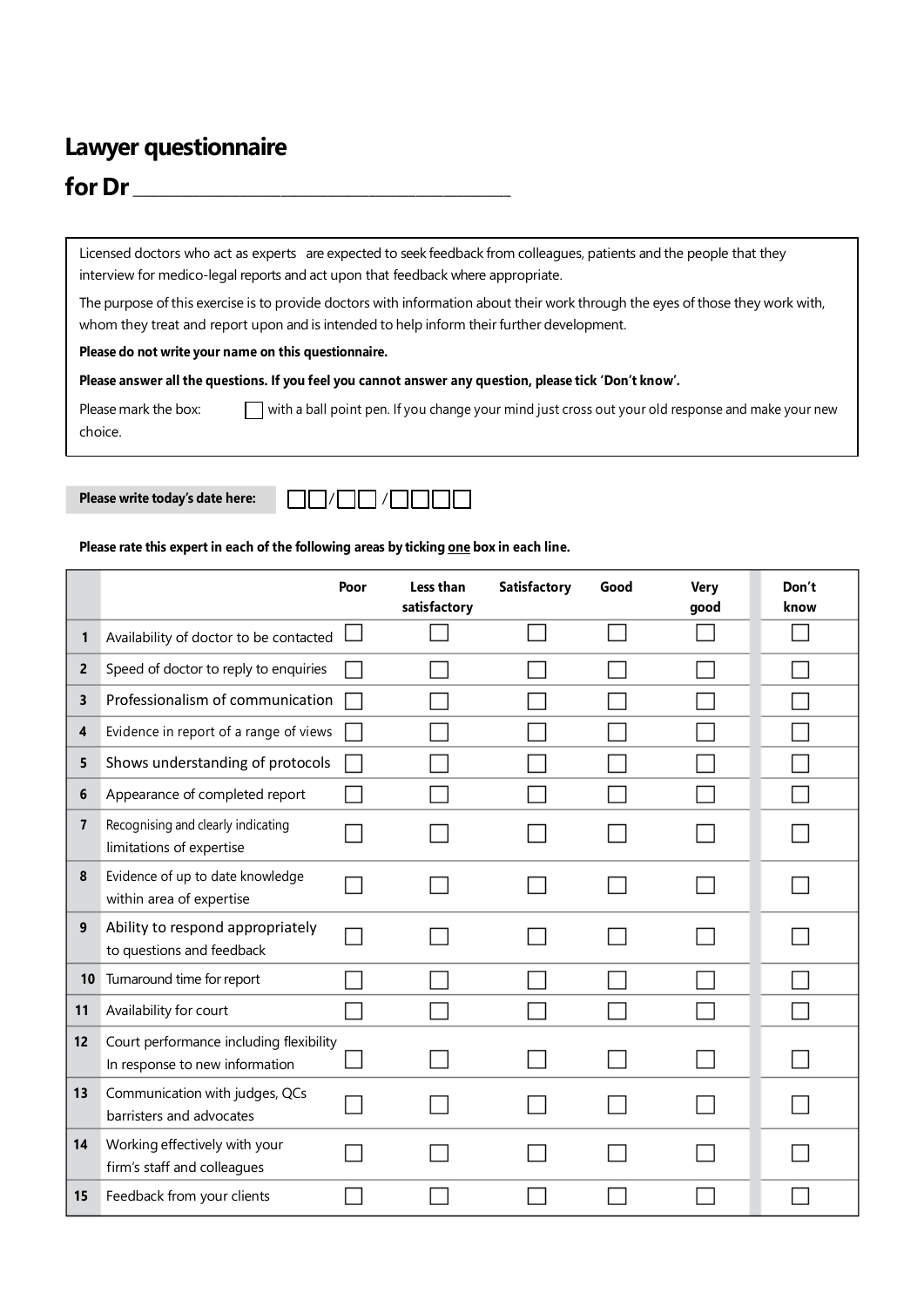# Lawyer questionnaire

## for Dr \_\_\_\_\_\_\_\_\_\_\_\_\_\_\_\_\_\_\_\_\_\_\_\_\_\_\_\_\_\_\_\_\_\_\_\_\_\_\_\_

Licensed doctors who act as experts are expected to seek feedback from colleagues, patients and the people that they interview for medico-legal reports and act upon that feedback where appropriate.

The purpose of this exercise is to provide doctors with information about their work through the eyes of those they work with, whom they treat and report upon and is intended to help inform their further development.

**Please do not write your name on this questionnaire.**

**Please answer all the questions. If you feel you cannot answer any question, please tick 'Don't know'.**

Please mark the box: ☐ with a ball point pen. If you change your mind just cross out your old response and make your new choice.

**Please write today's date here:** ☐☐/☐☐/☐☐☐☐

**Please rate this expert in each of the following areas by ticking one box in each line.**

| | | Poor | Less than satisfactory | Satisfactory | Good | Very good | Don't know |
|---|---|---|---|---|---|---|---|
| 1 | Availability of doctor to be contacted | ☐ | ☐ | ☐ | ☐ | ☐ | ☐ |
| 2 | Speed of doctor to reply to enquiries | ☐ | ☐ | ☐ | ☐ | ☐ | ☐ |
| 3 | Professionalism of communication | ☐ | ☐ | ☐ | ☐ | ☐ | ☐ |
| 4 | Evidence in report of a range of views | ☐ | ☐ | ☐ | ☐ | ☐ | ☐ |
| 5 | Shows understanding of protocols | ☐ | ☐ | ☐ | ☐ | ☐ | ☐ |
| 6 | Appearance of completed report | ☐ | ☐ | ☐ | ☐ | ☐ | ☐ |
| 7 | Recognising and clearly indicating limitations of expertise | ☐ | ☐ | ☐ | ☐ | ☐ | ☐ |
| 8 | Evidence of up to date knowledge within area of expertise | ☐ | ☐ | ☐ | ☐ | ☐ | ☐ |
| 9 | Ability to respond appropriately to questions and feedback | ☐ | ☐ | ☐ | ☐ | ☐ | ☐ |
| 10 | Turnaround time for report | ☐ | ☐ | ☐ | ☐ | ☐ | ☐ |
| 11 | Availability for court | ☐ | ☐ | ☐ | ☐ | ☐ | ☐ |
| 12 | Court performance including flexibility In response to new information | ☐ | ☐ | ☐ | ☐ | ☐ | ☐ |
| 13 | Communication with judges, QCs barristers and advocates | ☐ | ☐ | ☐ | ☐ | ☐ | ☐ |
| 14 | Working effectively with your firm's staff and colleagues | ☐ | ☐ | ☐ | ☐ | ☐ | ☐ |
| 15 | Feedback from your clients | ☐ | ☐ | ☐ | ☐ | ☐ | ☐ |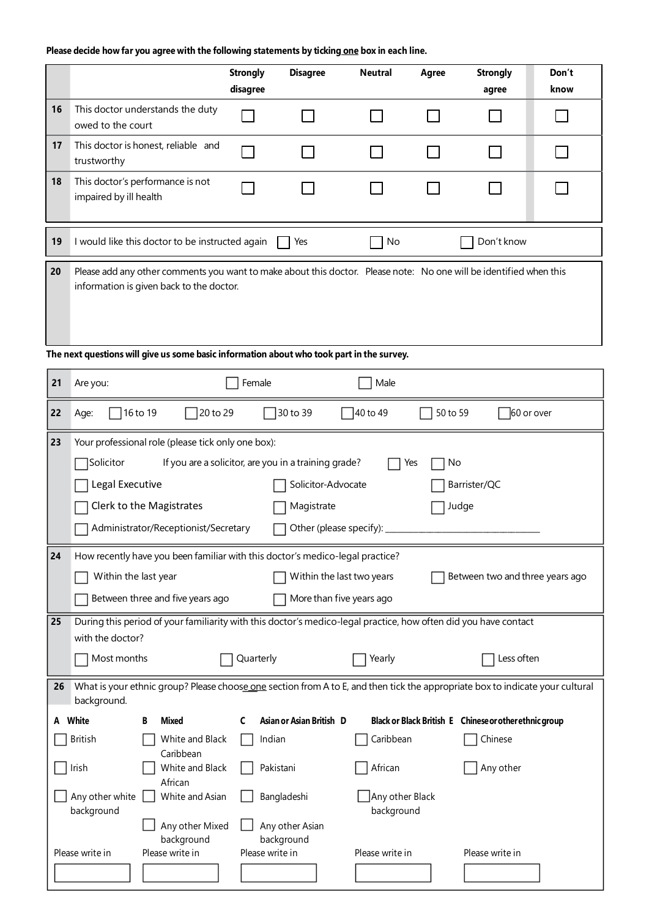**Please decide how far you agree with the following statements by ticking one box in each line.**

| | | Strongly disagree | Disagree | Neutral | Agree | Strongly agree | Don't know |
|---|---|---|---|---|---|---|---|
| 16 | This doctor understands the duty owed to the court | ☐ | ☐ | ☐ | ☐ | ☐ | ☐ |
| 17 | This doctor is honest, reliable and trustworthy | ☐ | ☐ | ☐ | ☐ | ☐ | ☐ |
| 18 | This doctor's performance is not impaired by ill health | ☐ | ☐ | ☐ | ☐ | ☐ | ☐ |

**19** I would like this doctor to be instructed again ☐ Yes ☐ No ☐ Don't know

**20** Please add any other comments you want to make about this doctor. Please note: No one will be identified when this information is given back to the doctor.

**The next questions will give us some basic information about who took part in the survey.**

**21** Are you: ☐ Female ☐ Male

**22** Age: ☐ 16 to 19 ☐ 20 to 29 ☐ 30 to 39 ☐ 40 to 49 ☐ 50 to 59 ☐ 60 or over

**23** Your professional role (please tick only one box):

☐ Solicitor    If you are a solicitor, are you in a training grade? ☐ Yes ☐ No

☐ Legal Executive    ☐ Solicitor-Advocate    ☐ Barrister/QC

☐ Clerk to the Magistrates    ☐ Magistrate    ☐ Judge

☐ Administrator/Receptionist/Secretary    ☐ Other (please specify): ______________________

**24** How recently have you been familiar with this doctor's medico-legal practice?

☐ Within the last year    ☐ Within the last two years    ☐ Between two and three years ago

☐ Between three and five years ago    ☐ More than five years ago

**25** During this period of your familiarity with this doctor's medico-legal practice, how often did you have contact with the doctor?

☐ Most months    ☐ Quarterly    ☐ Yearly    ☐ Less often

**26** What is your ethnic group? Please choose one section from A to E, and then tick the appropriate box to indicate your cultural background.

| A White | B Mixed | C Asian or Asian British | D Black or Black British | E Chinese or other ethnic group |
|---|---|---|---|---|
| ☐ British | ☐ White and Black Caribbean | ☐ Indian | ☐ Caribbean | ☐ Chinese |
| ☐ Irish | ☐ White and Black African | ☐ Pakistani | ☐ African | ☐ Any other |
| ☐ Any other white background | ☐ White and Asian | ☐ Bangladeshi | ☐ Any other Black background | |
| | ☐ Any other Mixed background | ☐ Any other Asian background | | |
| Please write in | Please write in | Please write in | Please write in | Please write in |